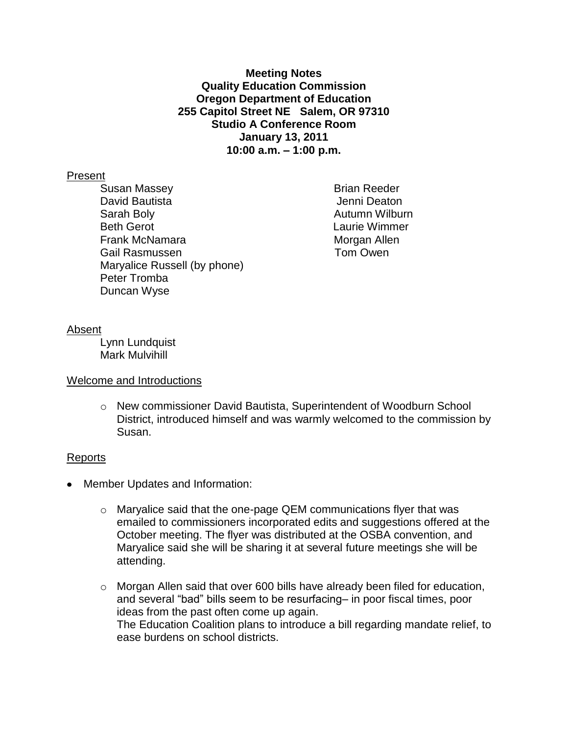**Meeting Notes**
**Quality Education Commission**
**Oregon Department of Education**
**255 Capitol Street NE Salem, OR 97310**
**Studio A Conference Room**
**January 13, 2011**
**10:00 a.m. – 1:00 p.m.**

Present

- Susan Massey
- David Bautista
- Sarah Boly
- Beth Gerot
- Frank McNamara
- Gail Rasmussen
- Maryalice Russell (by phone)
- Peter Tromba
- Duncan Wyse
- Brian Reeder
- Jenni Deaton
- Autumn Wilburn
- Laurie Wimmer
- Morgan Allen
- Tom Owen

Absent

- Lynn Lundquist
- Mark Mulvihill

Welcome and Introductions

- New commissioner David Bautista, Superintendent of Woodburn School District, introduced himself and was warmly welcomed to the commission by Susan.

Reports

- Member Updates and Information:
  - Maryalice said that the one-page QEM communications flyer that was emailed to commissioners incorporated edits and suggestions offered at the October meeting. The flyer was distributed at the OSBA convention, and Maryalice said she will be sharing it at several future meetings she will be attending.
  - Morgan Allen said that over 600 bills have already been filed for education, and several "bad" bills seem to be resurfacing– in poor fiscal times, poor ideas from the past often come up again.
    The Education Coalition plans to introduce a bill regarding mandate relief, to ease burdens on school districts.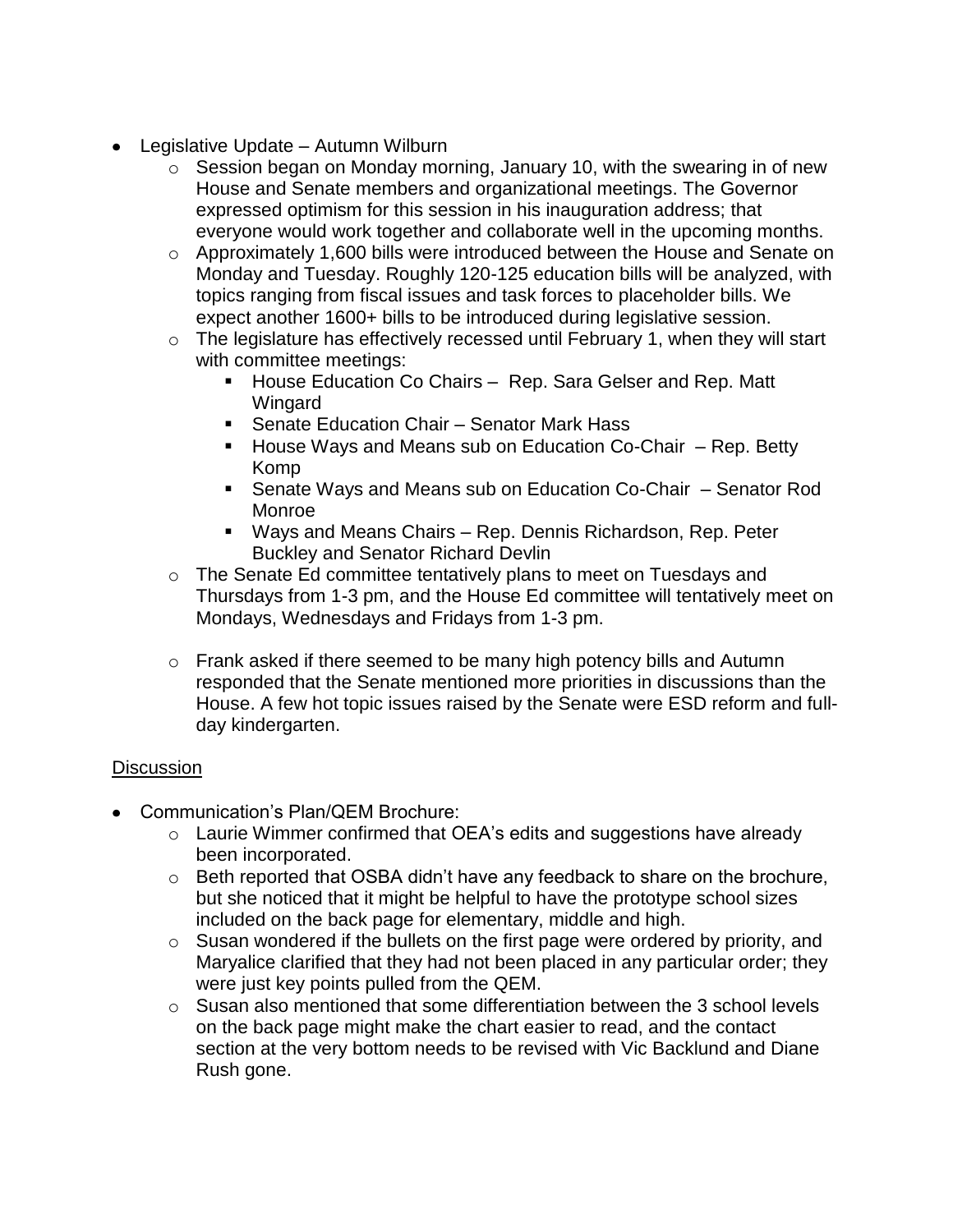- Legislative Update – Autumn Wilburn
  - Session began on Monday morning, January 10, with the swearing in of new House and Senate members and organizational meetings. The Governor expressed optimism for this session in his inauguration address; that everyone would work together and collaborate well in the upcoming months.
  - Approximately 1,600 bills were introduced between the House and Senate on Monday and Tuesday. Roughly 120-125 education bills will be analyzed, with topics ranging from fiscal issues and task forces to placeholder bills. We expect another 1600+ bills to be introduced during legislative session.
  - The legislature has effectively recessed until February 1, when they will start with committee meetings:
    - House Education Co Chairs – Rep. Sara Gelser and Rep. Matt Wingard
    - Senate Education Chair – Senator Mark Hass
    - House Ways and Means sub on Education Co-Chair – Rep. Betty Komp
    - Senate Ways and Means sub on Education Co-Chair – Senator Rod Monroe
    - Ways and Means Chairs – Rep. Dennis Richardson, Rep. Peter Buckley and Senator Richard Devlin
  - The Senate Ed committee tentatively plans to meet on Tuesdays and Thursdays from 1-3 pm, and the House Ed committee will tentatively meet on Mondays, Wednesdays and Fridays from 1-3 pm.
  - Frank asked if there seemed to be many high potency bills and Autumn responded that the Senate mentioned more priorities in discussions than the House. A few hot topic issues raised by the Senate were ESD reform and full-day kindergarten.

<u>Discussion</u>

- Communication's Plan/QEM Brochure:
  - Laurie Wimmer confirmed that OEA's edits and suggestions have already been incorporated.
  - Beth reported that OSBA didn't have any feedback to share on the brochure, but she noticed that it might be helpful to have the prototype school sizes included on the back page for elementary, middle and high.
  - Susan wondered if the bullets on the first page were ordered by priority, and Maryalice clarified that they had not been placed in any particular order; they were just key points pulled from the QEM.
  - Susan also mentioned that some differentiation between the 3 school levels on the back page might make the chart easier to read, and the contact section at the very bottom needs to be revised with Vic Backlund and Diane Rush gone.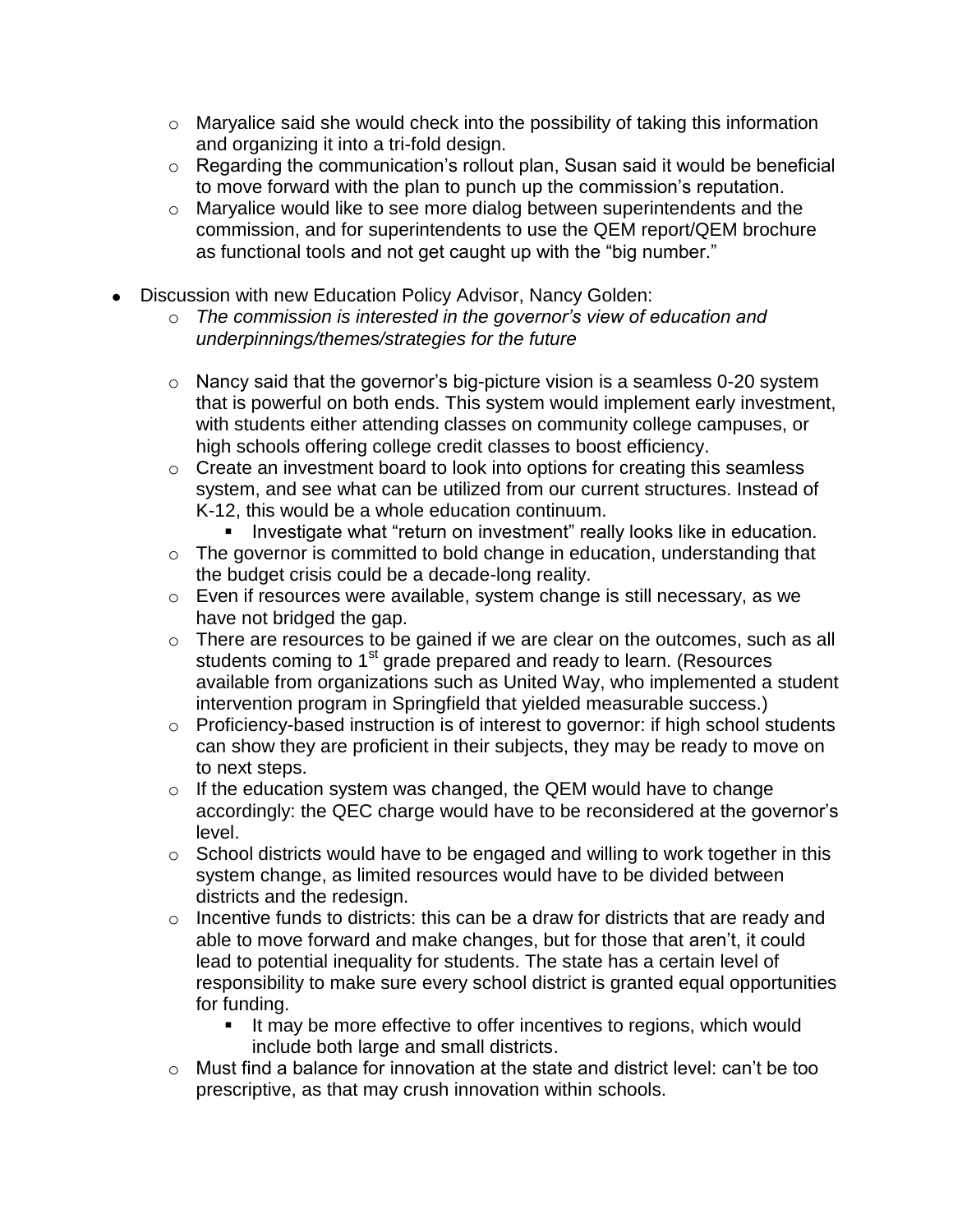- Maryalice said she would check into the possibility of taking this information and organizing it into a tri-fold design.
  - Regarding the communication's rollout plan, Susan said it would be beneficial to move forward with the plan to punch up the commission's reputation.
  - Maryalice would like to see more dialog between superintendents and the commission, and for superintendents to use the QEM report/QEM brochure as functional tools and not get caught up with the "big number."

- Discussion with new Education Policy Advisor, Nancy Golden:
  - *The commission is interested in the governor's view of education and underpinnings/themes/strategies for the future*
  - Nancy said that the governor's big-picture vision is a seamless 0-20 system that is powerful on both ends. This system would implement early investment, with students either attending classes on community college campuses, or high schools offering college credit classes to boost efficiency.
  - Create an investment board to look into options for creating this seamless system, and see what can be utilized from our current structures. Instead of K-12, this would be a whole education continuum.
    - Investigate what "return on investment" really looks like in education.
  - The governor is committed to bold change in education, understanding that the budget crisis could be a decade-long reality.
  - Even if resources were available, system change is still necessary, as we have not bridged the gap.
  - There are resources to be gained if we are clear on the outcomes, such as all students coming to 1st grade prepared and ready to learn. (Resources available from organizations such as United Way, who implemented a student intervention program in Springfield that yielded measurable success.)
  - Proficiency-based instruction is of interest to governor: if high school students can show they are proficient in their subjects, they may be ready to move on to next steps.
  - If the education system was changed, the QEM would have to change accordingly: the QEC charge would have to be reconsidered at the governor's level.
  - School districts would have to be engaged and willing to work together in this system change, as limited resources would have to be divided between districts and the redesign.
  - Incentive funds to districts: this can be a draw for districts that are ready and able to move forward and make changes, but for those that aren't, it could lead to potential inequality for students. The state has a certain level of responsibility to make sure every school district is granted equal opportunities for funding.
    - It may be more effective to offer incentives to regions, which would include both large and small districts.
  - Must find a balance for innovation at the state and district level: can't be too prescriptive, as that may crush innovation within schools.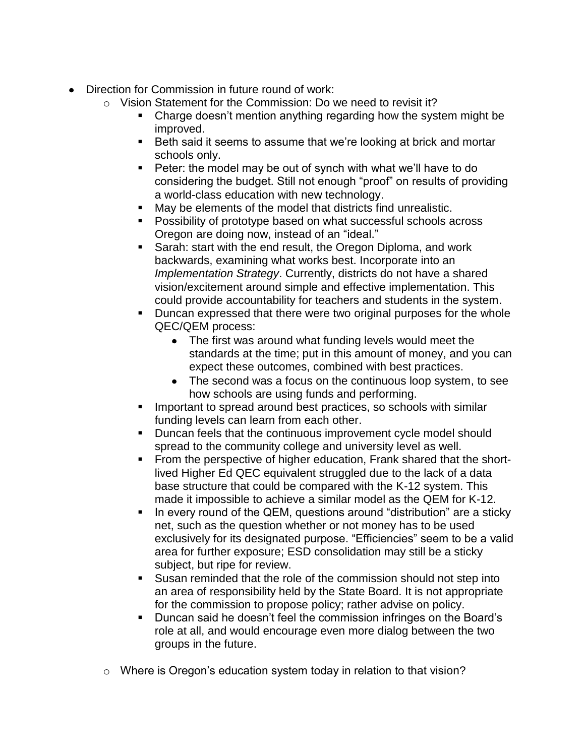- Direction for Commission in future round of work:
  - Vision Statement for the Commission: Do we need to revisit it?
    - Charge doesn't mention anything regarding how the system might be improved.
    - Beth said it seems to assume that we're looking at brick and mortar schools only.
    - Peter: the model may be out of synch with what we'll have to do considering the budget. Still not enough "proof" on results of providing a world-class education with new technology.
    - May be elements of the model that districts find unrealistic.
    - Possibility of prototype based on what successful schools across Oregon are doing now, instead of an "ideal."
    - Sarah: start with the end result, the Oregon Diploma, and work backwards, examining what works best. Incorporate into an *Implementation Strategy*. Currently, districts do not have a shared vision/excitement around simple and effective implementation. This could provide accountability for teachers and students in the system.
    - Duncan expressed that there were two original purposes for the whole QEC/QEM process:
      - The first was around what funding levels would meet the standards at the time; put in this amount of money, and you can expect these outcomes, combined with best practices.
      - The second was a focus on the continuous loop system, to see how schools are using funds and performing.
    - Important to spread around best practices, so schools with similar funding levels can learn from each other.
    - Duncan feels that the continuous improvement cycle model should spread to the community college and university level as well.
    - From the perspective of higher education, Frank shared that the short-lived Higher Ed QEC equivalent struggled due to the lack of a data base structure that could be compared with the K-12 system. This made it impossible to achieve a similar model as the QEM for K-12.
    - In every round of the QEM, questions around "distribution" are a sticky net, such as the question whether or not money has to be used exclusively for its designated purpose. "Efficiencies" seem to be a valid area for further exposure; ESD consolidation may still be a sticky subject, but ripe for review.
    - Susan reminded that the role of the commission should not step into an area of responsibility held by the State Board. It is not appropriate for the commission to propose policy; rather advise on policy.
    - Duncan said he doesn't feel the commission infringes on the Board's role at all, and would encourage even more dialog between the two groups in the future.
  - Where is Oregon's education system today in relation to that vision?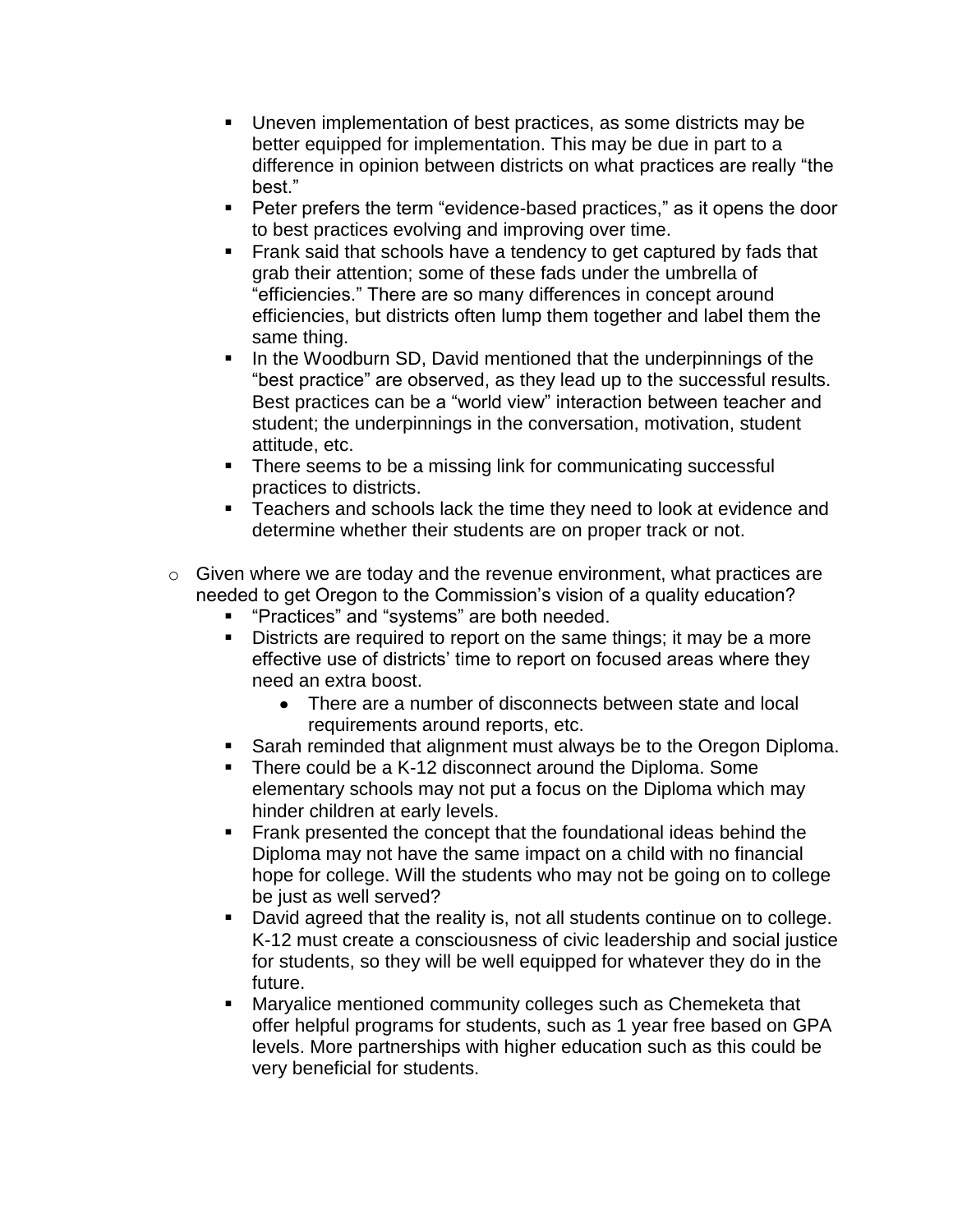- Uneven implementation of best practices, as some districts may be better equipped for implementation. This may be due in part to a difference in opinion between districts on what practices are really "the best."
    - Peter prefers the term "evidence-based practices," as it opens the door to best practices evolving and improving over time.
    - Frank said that schools have a tendency to get captured by fads that grab their attention; some of these fads under the umbrella of "efficiencies." There are so many differences in concept around efficiencies, but districts often lump them together and label them the same thing.
    - In the Woodburn SD, David mentioned that the underpinnings of the "best practice" are observed, as they lead up to the successful results. Best practices can be a "world view" interaction between teacher and student; the underpinnings in the conversation, motivation, student attitude, etc.
    - There seems to be a missing link for communicating successful practices to districts.
    - Teachers and schools lack the time they need to look at evidence and determine whether their students are on proper track or not.

  - Given where we are today and the revenue environment, what practices are needed to get Oregon to the Commission's vision of a quality education?
    - "Practices" and "systems" are both needed.
    - Districts are required to report on the same things; it may be a more effective use of districts' time to report on focused areas where they need an extra boost.
      - There are a number of disconnects between state and local requirements around reports, etc.
    - Sarah reminded that alignment must always be to the Oregon Diploma.
    - There could be a K-12 disconnect around the Diploma. Some elementary schools may not put a focus on the Diploma which may hinder children at early levels.
    - Frank presented the concept that the foundational ideas behind the Diploma may not have the same impact on a child with no financial hope for college. Will the students who may not be going on to college be just as well served?
    - David agreed that the reality is, not all students continue on to college. K-12 must create a consciousness of civic leadership and social justice for students, so they will be well equipped for whatever they do in the future.
    - Maryalice mentioned community colleges such as Chemeketa that offer helpful programs for students, such as 1 year free based on GPA levels. More partnerships with higher education such as this could be very beneficial for students.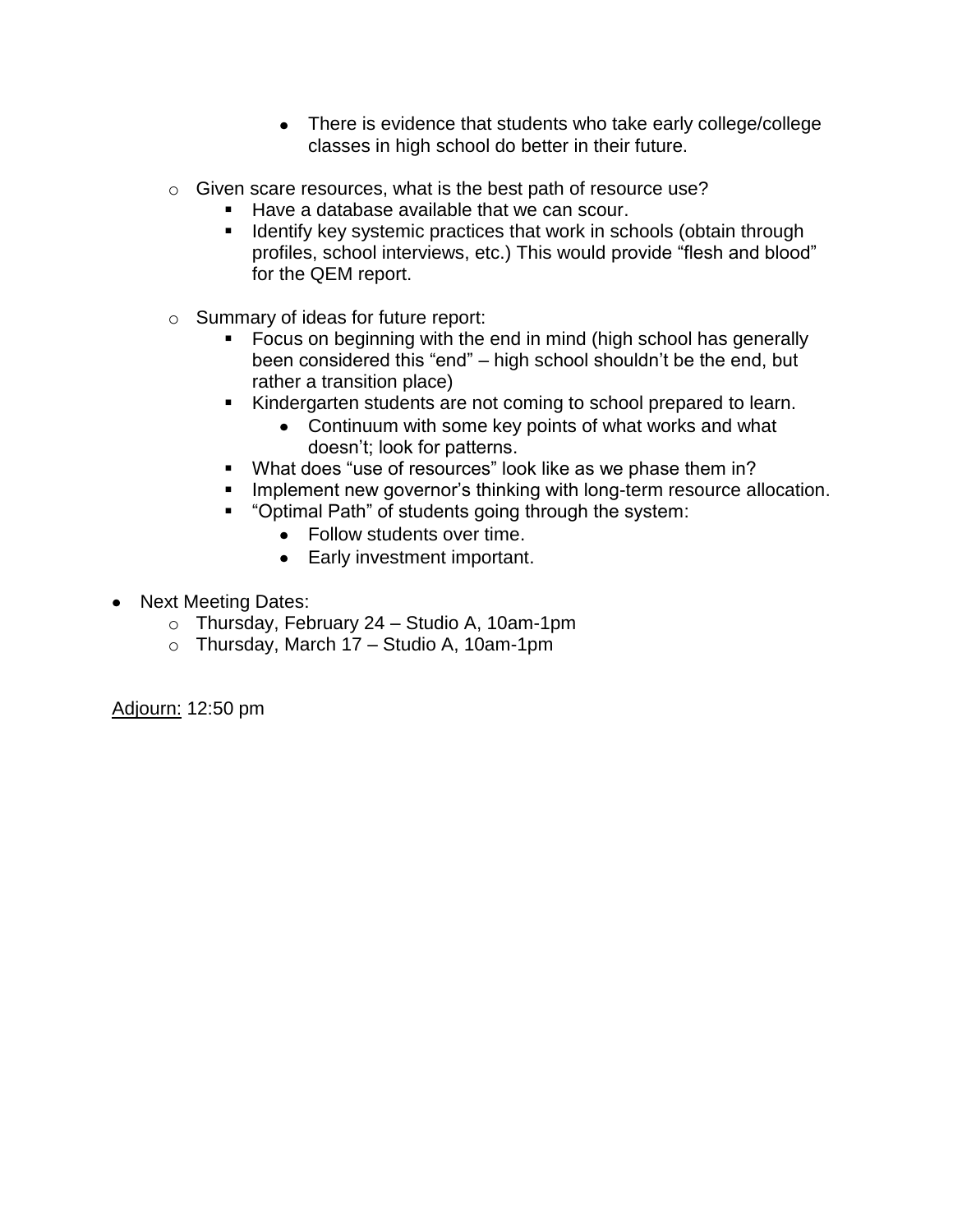- There is evidence that students who take early college/college classes in high school do better in their future.

- Given scare resources, what is the best path of resource use?
    - Have a database available that we can scour.
    - Identify key systemic practices that work in schools (obtain through profiles, school interviews, etc.) This would provide "flesh and blood" for the QEM report.

- Summary of ideas for future report:
    - Focus on beginning with the end in mind (high school has generally been considered this "end" – high school shouldn't be the end, but rather a transition place)
    - Kindergarten students are not coming to school prepared to learn.
        - Continuum with some key points of what works and what doesn't; look for patterns.
    - What does "use of resources" look like as we phase them in?
    - Implement new governor's thinking with long-term resource allocation.
    - "Optimal Path" of students going through the system:
        - Follow students over time.
        - Early investment important.

- Next Meeting Dates:
    - Thursday, February 24 – Studio A, 10am-1pm
    - Thursday, March 17 – Studio A, 10am-1pm

<u>Adjourn:</u> 12:50 pm